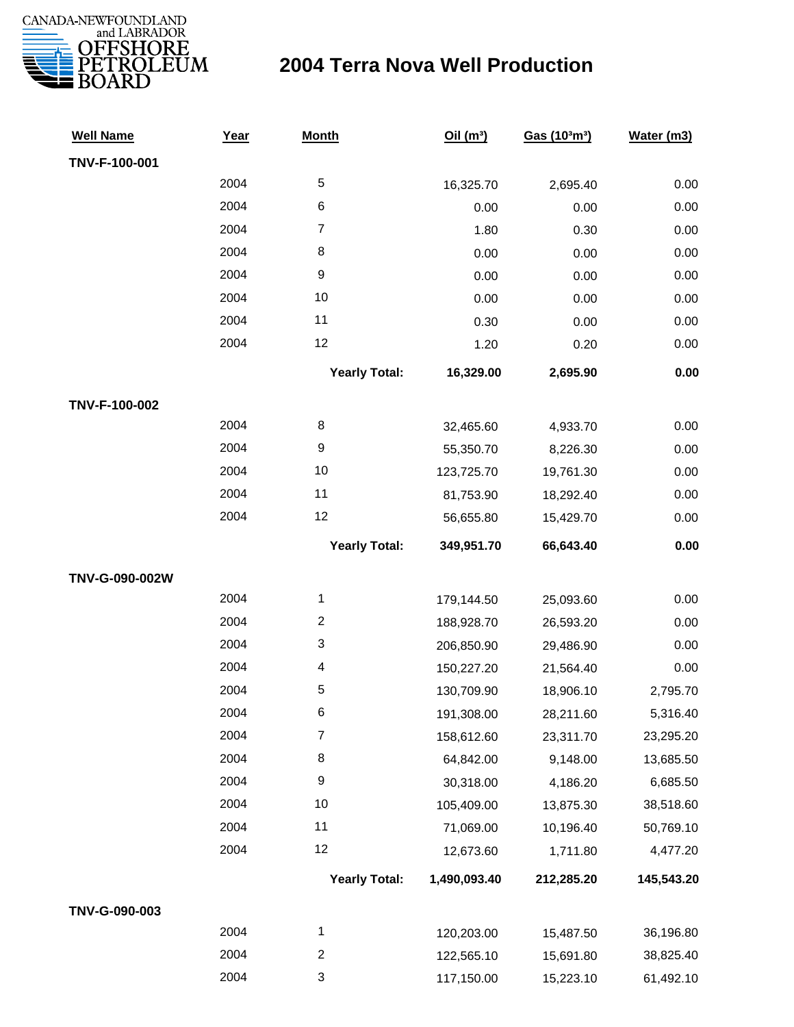CANADA-NEWFOUNDLAND and LABRADOR OFFSHORE PETROLEUM BOARD

# 2004 Terra Nova Well Production

| Well Name | Year | Month | Oil ($m^3$) | Gas ($10^3m^3$) | Water (m3) |
|---|---|---|---|---|---|
| **TNV-F-100-001** | | | | | |
| | 2004 | 5 | 16,325.70 | 2,695.40 | 0.00 |
| | 2004 | 6 | 0.00 | 0.00 | 0.00 |
| | 2004 | 7 | 1.80 | 0.30 | 0.00 |
| | 2004 | 8 | 0.00 | 0.00 | 0.00 |
| | 2004 | 9 | 0.00 | 0.00 | 0.00 |
| | 2004 | 10 | 0.00 | 0.00 | 0.00 |
| | 2004 | 11 | 0.30 | 0.00 | 0.00 |
| | 2004 | 12 | 1.20 | 0.20 | 0.00 |
| | | **Yearly Total:** | **16,329.00** | **2,695.90** | **0.00** |
| **TNV-F-100-002** | | | | | |
| | 2004 | 8 | 32,465.60 | 4,933.70 | 0.00 |
| | 2004 | 9 | 55,350.70 | 8,226.30 | 0.00 |
| | 2004 | 10 | 123,725.70 | 19,761.30 | 0.00 |
| | 2004 | 11 | 81,753.90 | 18,292.40 | 0.00 |
| | 2004 | 12 | 56,655.80 | 15,429.70 | 0.00 |
| | | **Yearly Total:** | **349,951.70** | **66,643.40** | **0.00** |
| **TNV-G-090-002W** | | | | | |
| | 2004 | 1 | 179,144.50 | 25,093.60 | 0.00 |
| | 2004 | 2 | 188,928.70 | 26,593.20 | 0.00 |
| | 2004 | 3 | 206,850.90 | 29,486.90 | 0.00 |
| | 2004 | 4 | 150,227.20 | 21,564.40 | 0.00 |
| | 2004 | 5 | 130,709.90 | 18,906.10 | 2,795.70 |
| | 2004 | 6 | 191,308.00 | 28,211.60 | 5,316.40 |
| | 2004 | 7 | 158,612.60 | 23,311.70 | 23,295.20 |
| | 2004 | 8 | 64,842.00 | 9,148.00 | 13,685.50 |
| | 2004 | 9 | 30,318.00 | 4,186.20 | 6,685.50 |
| | 2004 | 10 | 105,409.00 | 13,875.30 | 38,518.60 |
| | 2004 | 11 | 71,069.00 | 10,196.40 | 50,769.10 |
| | 2004 | 12 | 12,673.60 | 1,711.80 | 4,477.20 |
| | | **Yearly Total:** | **1,490,093.40** | **212,285.20** | **145,543.20** |
| **TNV-G-090-003** | | | | | |
| | 2004 | 1 | 120,203.00 | 15,487.50 | 36,196.80 |
| | 2004 | 2 | 122,565.10 | 15,691.80 | 38,825.40 |
| | 2004 | 3 | 117,150.00 | 15,223.10 | 61,492.10 |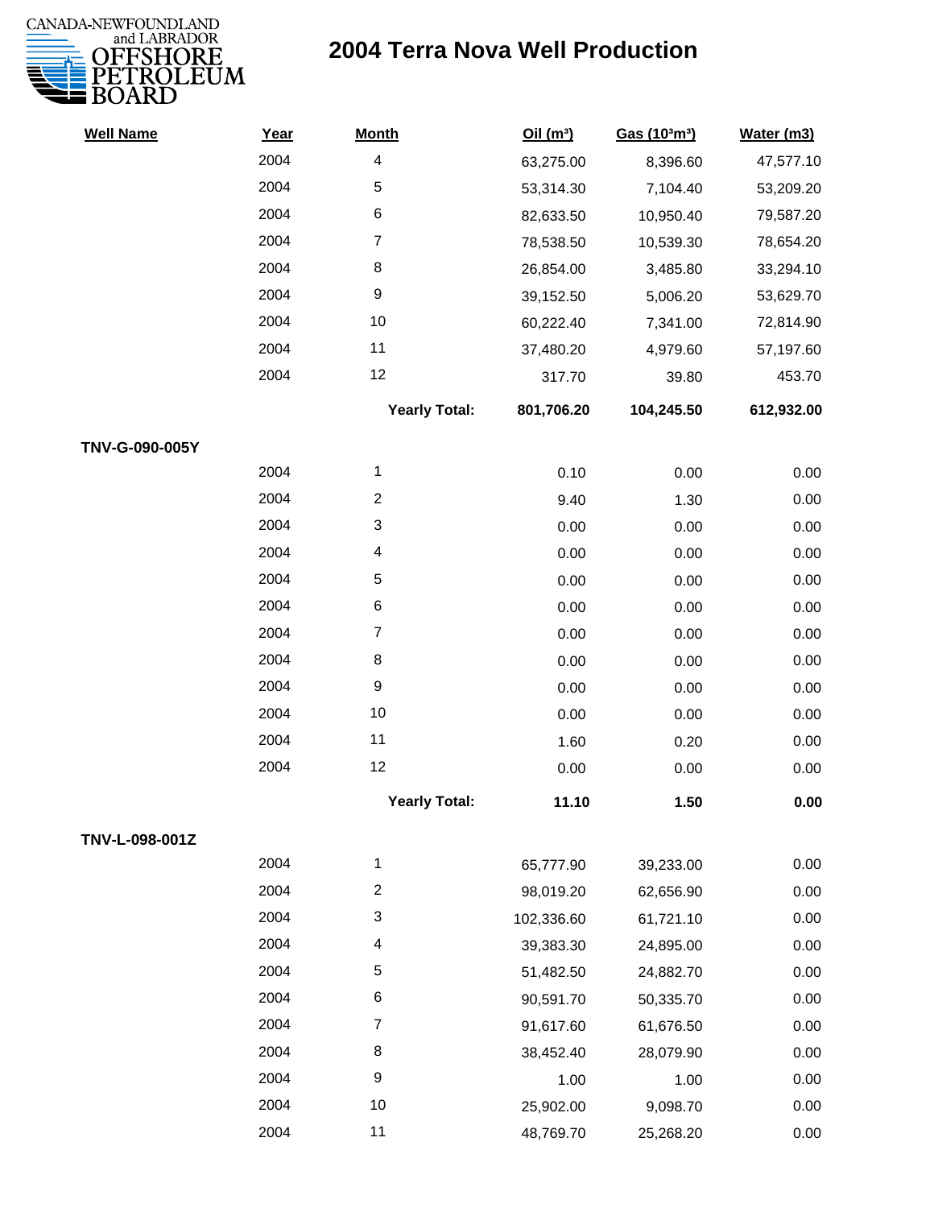# 2004 Terra Nova Well Production

| Well Name | Year | Month | Oil (m³) | Gas (10³m³) | Water (m3) |
|---|---|---|---|---|---|
| | 2004 | 4 | 63,275.00 | 8,396.60 | 47,577.10 |
| | 2004 | 5 | 53,314.30 | 7,104.40 | 53,209.20 |
| | 2004 | 6 | 82,633.50 | 10,950.40 | 79,587.20 |
| | 2004 | 7 | 78,538.50 | 10,539.30 | 78,654.20 |
| | 2004 | 8 | 26,854.00 | 3,485.80 | 33,294.10 |
| | 2004 | 9 | 39,152.50 | 5,006.20 | 53,629.70 |
| | 2004 | 10 | 60,222.40 | 7,341.00 | 72,814.90 |
| | 2004 | 11 | 37,480.20 | 4,979.60 | 57,197.60 |
| | 2004 | 12 | 317.70 | 39.80 | 453.70 |
| | | **Yearly Total:** | **801,706.20** | **104,245.50** | **612,932.00** |
| **TNV-G-090-005Y** | | | | | |
| | 2004 | 1 | 0.10 | 0.00 | 0.00 |
| | 2004 | 2 | 9.40 | 1.30 | 0.00 |
| | 2004 | 3 | 0.00 | 0.00 | 0.00 |
| | 2004 | 4 | 0.00 | 0.00 | 0.00 |
| | 2004 | 5 | 0.00 | 0.00 | 0.00 |
| | 2004 | 6 | 0.00 | 0.00 | 0.00 |
| | 2004 | 7 | 0.00 | 0.00 | 0.00 |
| | 2004 | 8 | 0.00 | 0.00 | 0.00 |
| | 2004 | 9 | 0.00 | 0.00 | 0.00 |
| | 2004 | 10 | 0.00 | 0.00 | 0.00 |
| | 2004 | 11 | 1.60 | 0.20 | 0.00 |
| | 2004 | 12 | 0.00 | 0.00 | 0.00 |
| | | **Yearly Total:** | **11.10** | **1.50** | **0.00** |
| **TNV-L-098-001Z** | | | | | |
| | 2004 | 1 | 65,777.90 | 39,233.00 | 0.00 |
| | 2004 | 2 | 98,019.20 | 62,656.90 | 0.00 |
| | 2004 | 3 | 102,336.60 | 61,721.10 | 0.00 |
| | 2004 | 4 | 39,383.30 | 24,895.00 | 0.00 |
| | 2004 | 5 | 51,482.50 | 24,882.70 | 0.00 |
| | 2004 | 6 | 90,591.70 | 50,335.70 | 0.00 |
| | 2004 | 7 | 91,617.60 | 61,676.50 | 0.00 |
| | 2004 | 8 | 38,452.40 | 28,079.90 | 0.00 |
| | 2004 | 9 | 1.00 | 1.00 | 0.00 |
| | 2004 | 10 | 25,902.00 | 9,098.70 | 0.00 |
| | 2004 | 11 | 48,769.70 | 25,268.20 | 0.00 |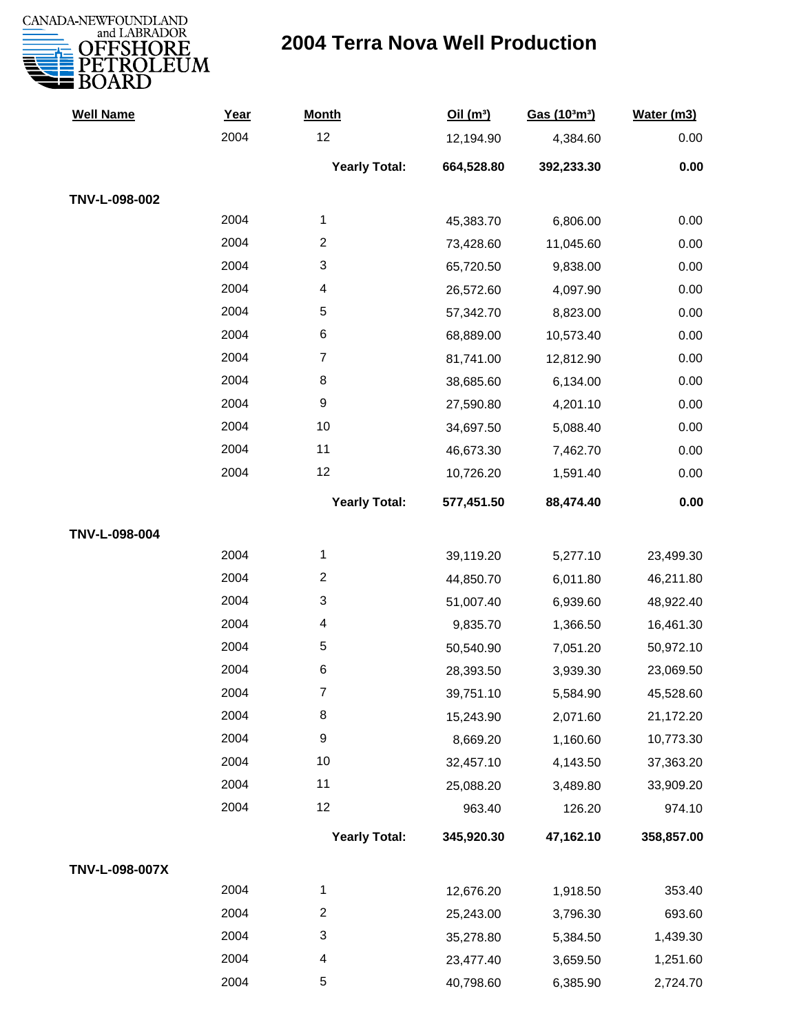# 2004 Terra Nova Well Production

| Well Name | Year | Month | Oil (m³) | Gas (10³m³) | Water (m3) |
|---|---|---|---|---|---|
| | 2004 | 12 | 12,194.90 | 4,384.60 | 0.00 |
| | | **Yearly Total:** | **664,528.80** | **392,233.30** | **0.00** |
| **TNV-L-098-002** | | | | | |
| | 2004 | 1 | 45,383.70 | 6,806.00 | 0.00 |
| | 2004 | 2 | 73,428.60 | 11,045.60 | 0.00 |
| | 2004 | 3 | 65,720.50 | 9,838.00 | 0.00 |
| | 2004 | 4 | 26,572.60 | 4,097.90 | 0.00 |
| | 2004 | 5 | 57,342.70 | 8,823.00 | 0.00 |
| | 2004 | 6 | 68,889.00 | 10,573.40 | 0.00 |
| | 2004 | 7 | 81,741.00 | 12,812.90 | 0.00 |
| | 2004 | 8 | 38,685.60 | 6,134.00 | 0.00 |
| | 2004 | 9 | 27,590.80 | 4,201.10 | 0.00 |
| | 2004 | 10 | 34,697.50 | 5,088.40 | 0.00 |
| | 2004 | 11 | 46,673.30 | 7,462.70 | 0.00 |
| | 2004 | 12 | 10,726.20 | 1,591.40 | 0.00 |
| | | **Yearly Total:** | **577,451.50** | **88,474.40** | **0.00** |
| **TNV-L-098-004** | | | | | |
| | 2004 | 1 | 39,119.20 | 5,277.10 | 23,499.30 |
| | 2004 | 2 | 44,850.70 | 6,011.80 | 46,211.80 |
| | 2004 | 3 | 51,007.40 | 6,939.60 | 48,922.40 |
| | 2004 | 4 | 9,835.70 | 1,366.50 | 16,461.30 |
| | 2004 | 5 | 50,540.90 | 7,051.20 | 50,972.10 |
| | 2004 | 6 | 28,393.50 | 3,939.30 | 23,069.50 |
| | 2004 | 7 | 39,751.10 | 5,584.90 | 45,528.60 |
| | 2004 | 8 | 15,243.90 | 2,071.60 | 21,172.20 |
| | 2004 | 9 | 8,669.20 | 1,160.60 | 10,773.30 |
| | 2004 | 10 | 32,457.10 | 4,143.50 | 37,363.20 |
| | 2004 | 11 | 25,088.20 | 3,489.80 | 33,909.20 |
| | 2004 | 12 | 963.40 | 126.20 | 974.10 |
| | | **Yearly Total:** | **345,920.30** | **47,162.10** | **358,857.00** |
| **TNV-L-098-007X** | | | | | |
| | 2004 | 1 | 12,676.20 | 1,918.50 | 353.40 |
| | 2004 | 2 | 25,243.00 | 3,796.30 | 693.60 |
| | 2004 | 3 | 35,278.80 | 5,384.50 | 1,439.30 |
| | 2004 | 4 | 23,477.40 | 3,659.50 | 1,251.60 |
| | 2004 | 5 | 40,798.60 | 6,385.90 | 2,724.70 |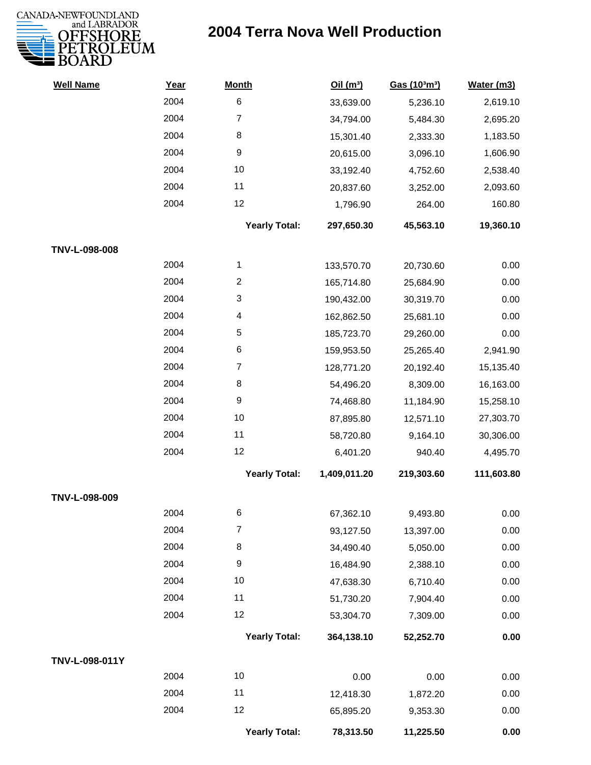# 2004 Terra Nova Well Production

CANADA-NEWFOUNDLAND and LABRADOR OFFSHORE PETROLEUM BOARD

| Well Name | Year | Month | Oil ($m^3$) | Gas ($10^3m^3$) | Water (m3) |
|---|---|---|---|---|---|
| | 2004 | 6 | 33,639.00 | 5,236.10 | 2,619.10 |
| | 2004 | 7 | 34,794.00 | 5,484.30 | 2,695.20 |
| | 2004 | 8 | 15,301.40 | 2,333.30 | 1,183.50 |
| | 2004 | 9 | 20,615.00 | 3,096.10 | 1,606.90 |
| | 2004 | 10 | 33,192.40 | 4,752.60 | 2,538.40 |
| | 2004 | 11 | 20,837.60 | 3,252.00 | 2,093.60 |
| | 2004 | 12 | 1,796.90 | 264.00 | 160.80 |
| | | **Yearly Total:** | **297,650.30** | **45,563.10** | **19,360.10** |
| **TNV-L-098-008** | | | | | |
| | 2004 | 1 | 133,570.70 | 20,730.60 | 0.00 |
| | 2004 | 2 | 165,714.80 | 25,684.90 | 0.00 |
| | 2004 | 3 | 190,432.00 | 30,319.70 | 0.00 |
| | 2004 | 4 | 162,862.50 | 25,681.10 | 0.00 |
| | 2004 | 5 | 185,723.70 | 29,260.00 | 0.00 |
| | 2004 | 6 | 159,953.50 | 25,265.40 | 2,941.90 |
| | 2004 | 7 | 128,771.20 | 20,192.40 | 15,135.40 |
| | 2004 | 8 | 54,496.20 | 8,309.00 | 16,163.00 |
| | 2004 | 9 | 74,468.80 | 11,184.90 | 15,258.10 |
| | 2004 | 10 | 87,895.80 | 12,571.10 | 27,303.70 |
| | 2004 | 11 | 58,720.80 | 9,164.10 | 30,306.00 |
| | 2004 | 12 | 6,401.20 | 940.40 | 4,495.70 |
| | | **Yearly Total:** | **1,409,011.20** | **219,303.60** | **111,603.80** |
| **TNV-L-098-009** | | | | | |
| | 2004 | 6 | 67,362.10 | 9,493.80 | 0.00 |
| | 2004 | 7 | 93,127.50 | 13,397.00 | 0.00 |
| | 2004 | 8 | 34,490.40 | 5,050.00 | 0.00 |
| | 2004 | 9 | 16,484.90 | 2,388.10 | 0.00 |
| | 2004 | 10 | 47,638.30 | 6,710.40 | 0.00 |
| | 2004 | 11 | 51,730.20 | 7,904.40 | 0.00 |
| | 2004 | 12 | 53,304.70 | 7,309.00 | 0.00 |
| | | **Yearly Total:** | **364,138.10** | **52,252.70** | **0.00** |
| **TNV-L-098-011Y** | | | | | |
| | 2004 | 10 | 0.00 | 0.00 | 0.00 |
| | 2004 | 11 | 12,418.30 | 1,872.20 | 0.00 |
| | 2004 | 12 | 65,895.20 | 9,353.30 | 0.00 |
| | | **Yearly Total:** | **78,313.50** | **11,225.50** | **0.00** |